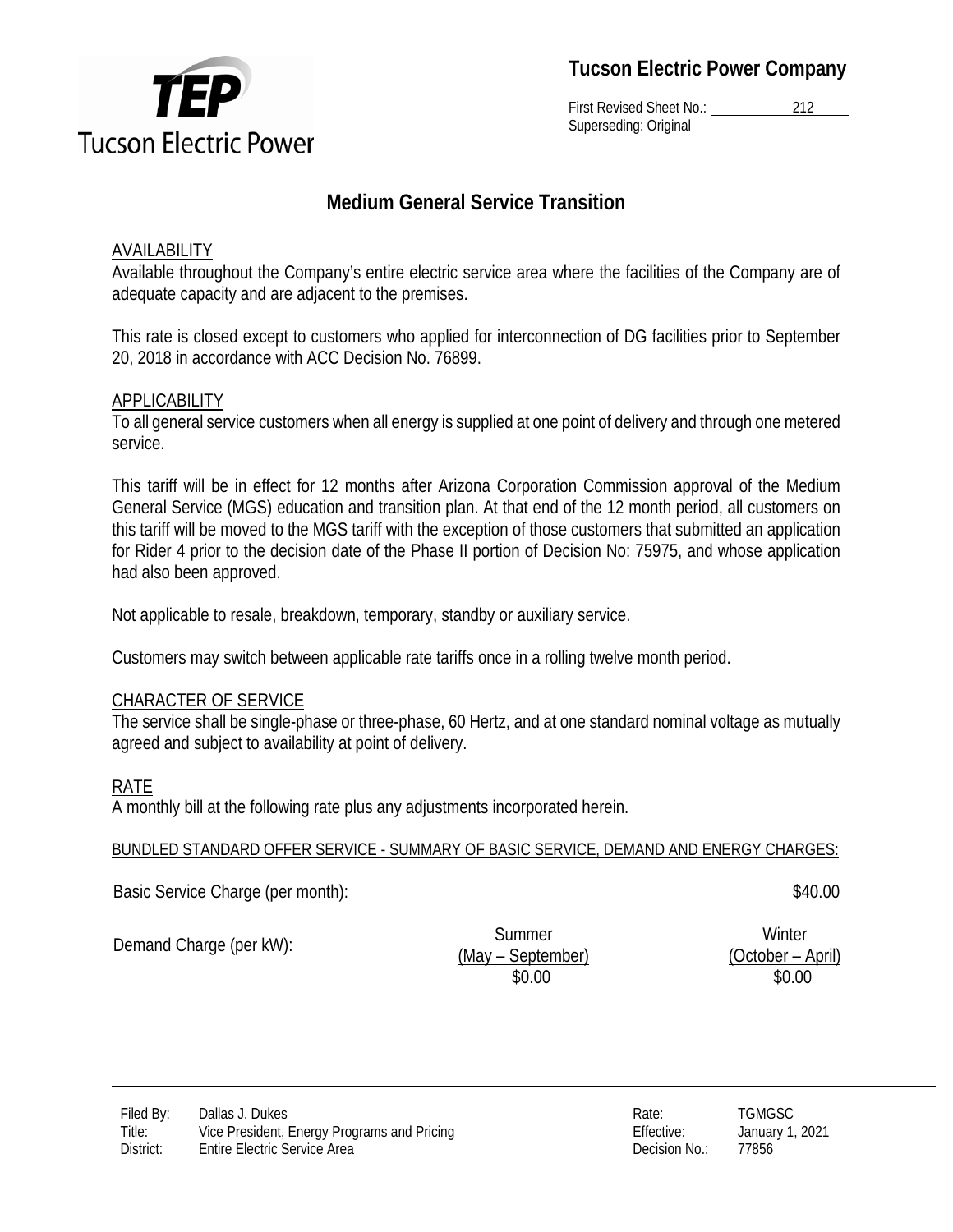# Tucson Electric Power Company

First Revised Sheet No.: 212
Superseding: Original

## Medium General Service Transition

AVAILABILITY

Available throughout the Company's entire electric service area where the facilities of the Company are of adequate capacity and are adjacent to the premises.

This rate is closed except to customers who applied for interconnection of DG facilities prior to September 20, 2018 in accordance with ACC Decision No. 76899.

APPLICABILITY

To all general service customers when all energy is supplied at one point of delivery and through one metered service.

This tariff will be in effect for 12 months after Arizona Corporation Commission approval of the Medium General Service (MGS) education and transition plan. At that end of the 12 month period, all customers on this tariff will be moved to the MGS tariff with the exception of those customers that submitted an application for Rider 4 prior to the decision date of the Phase II portion of Decision No: 75975, and whose application had also been approved.

Not applicable to resale, breakdown, temporary, standby or auxiliary service.

Customers may switch between applicable rate tariffs once in a rolling twelve month period.

CHARACTER OF SERVICE

The service shall be single-phase or three-phase, 60 Hertz, and at one standard nominal voltage as mutually agreed and subject to availability at point of delivery.

RATE

A monthly bill at the following rate plus any adjustments incorporated herein.

BUNDLED STANDARD OFFER SERVICE - SUMMARY OF BASIC SERVICE, DEMAND AND ENERGY CHARGES:

Basic Service Charge (per month): $40.00

| | Summer (May – September) | Winter (October – April) |
|---|---|---|
| Demand Charge (per kW): | $0.00 | $0.00 |

| | | | |
|---|---|---|---|
| Filed By: | Dallas J. Dukes | Rate: | TGMGSC |
| Title: | Vice President, Energy Programs and Pricing | Effective: | January 1, 2021 |
| District: | Entire Electric Service Area | Decision No.: | 77856 |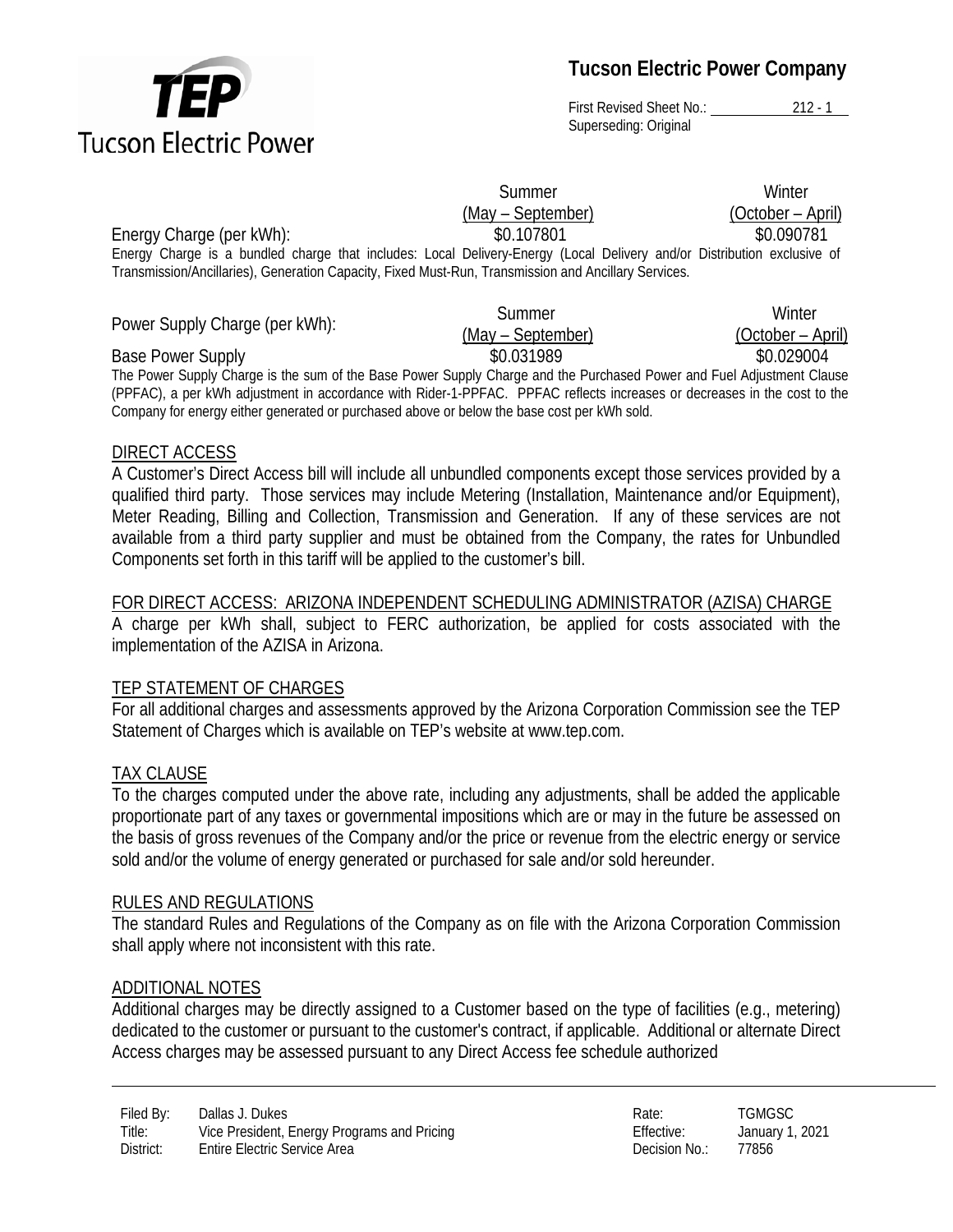| | Summer (May – September) | Winter (October – April) |
|---|---|---|
| Energy Charge (per kWh): | $0.107801 | $0.090781 |

Energy Charge is a bundled charge that includes: Local Delivery-Energy (Local Delivery and/or Distribution exclusive of Transmission/Ancillaries), Generation Capacity, Fixed Must-Run, Transmission and Ancillary Services.

| Power Supply Charge (per kWh): | Summer (May – September) | Winter (October – April) |
|---|---|---|
| Base Power Supply | $0.031989 | $0.029004 |

The Power Supply Charge is the sum of the Base Power Supply Charge and the Purchased Power and Fuel Adjustment Clause (PPFAC), a per kWh adjustment in accordance with Rider-1-PPFAC. PPFAC reflects increases or decreases in the cost to the Company for energy either generated or purchased above or below the base cost per kWh sold.

## DIRECT ACCESS

A Customer's Direct Access bill will include all unbundled components except those services provided by a qualified third party. Those services may include Metering (Installation, Maintenance and/or Equipment), Meter Reading, Billing and Collection, Transmission and Generation. If any of these services are not available from a third party supplier and must be obtained from the Company, the rates for Unbundled Components set forth in this tariff will be applied to the customer's bill.

## FOR DIRECT ACCESS: ARIZONA INDEPENDENT SCHEDULING ADMINISTRATOR (AZISA) CHARGE

A charge per kWh shall, subject to FERC authorization, be applied for costs associated with the implementation of the AZISA in Arizona.

## TEP STATEMENT OF CHARGES

For all additional charges and assessments approved by the Arizona Corporation Commission see the TEP Statement of Charges which is available on TEP's website at www.tep.com.

## TAX CLAUSE

To the charges computed under the above rate, including any adjustments, shall be added the applicable proportionate part of any taxes or governmental impositions which are or may in the future be assessed on the basis of gross revenues of the Company and/or the price or revenue from the electric energy or service sold and/or the volume of energy generated or purchased for sale and/or sold hereunder.

## RULES AND REGULATIONS

The standard Rules and Regulations of the Company as on file with the Arizona Corporation Commission shall apply where not inconsistent with this rate.

## ADDITIONAL NOTES

Additional charges may be directly assigned to a Customer based on the type of facilities (e.g., metering) dedicated to the customer or pursuant to the customer's contract, if applicable. Additional or alternate Direct Access charges may be assessed pursuant to any Direct Access fee schedule authorized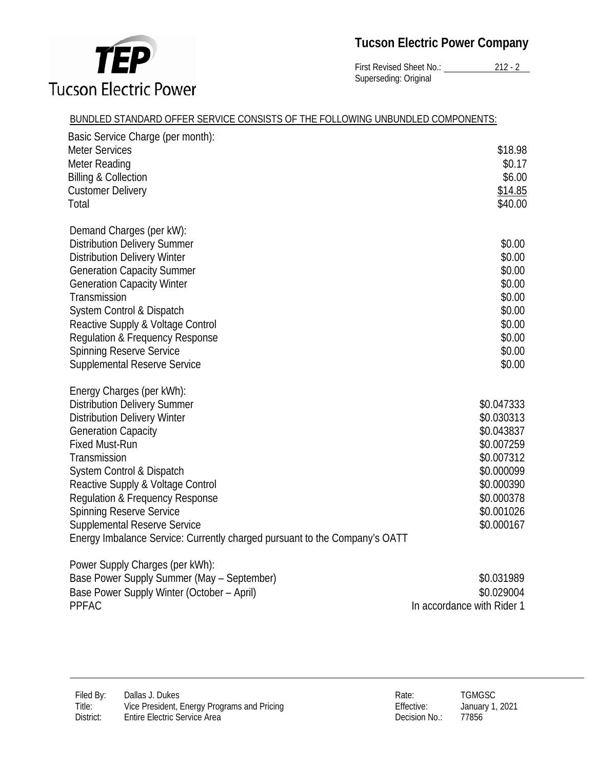# Tucson Electric Power Company

First Revised Sheet No.: 212 - 2
Superseding: Original

BUNDLED STANDARD OFFER SERVICE CONSISTS OF THE FOLLOWING UNBUNDLED COMPONENTS:

| | |
|---|---|
| Basic Service Charge (per month): | |
| Meter Services | $18.98 |
| Meter Reading | $0.17 |
| Billing & Collection | $6.00 |
| Customer Delivery | $14.85 |
| Total | $40.00 |
| | |
| Demand Charges (per kW): | |
| Distribution Delivery Summer | $0.00 |
| Distribution Delivery Winter | $0.00 |
| Generation Capacity Summer | $0.00 |
| Generation Capacity Winter | $0.00 |
| Transmission | $0.00 |
| System Control & Dispatch | $0.00 |
| Reactive Supply & Voltage Control | $0.00 |
| Regulation & Frequency Response | $0.00 |
| Spinning Reserve Service | $0.00 |
| Supplemental Reserve Service | $0.00 |
| | |
| Energy Charges (per kWh): | |
| Distribution Delivery Summer | $0.047333 |
| Distribution Delivery Winter | $0.030313 |
| Generation Capacity | $0.043837 |
| Fixed Must-Run | $0.007259 |
| Transmission | $0.007312 |
| System Control & Dispatch | $0.000099 |
| Reactive Supply & Voltage Control | $0.000390 |
| Regulation & Frequency Response | $0.000378 |
| Spinning Reserve Service | $0.001026 |
| Supplemental Reserve Service | $0.000167 |
| Energy Imbalance Service: Currently charged pursuant to the Company's OATT | |
| | |
| Power Supply Charges (per kWh): | |
| Base Power Supply Summer (May – September) | $0.031989 |
| Base Power Supply Winter (October – April) | $0.029004 |
| PPFAC | In accordance with Rider 1 |

| | | | |
|---|---|---|---|
| Filed By: | Dallas J. Dukes | Rate: | TGMGSC |
| Title: | Vice President, Energy Programs and Pricing | Effective: | January 1, 2021 |
| District: | Entire Electric Service Area | Decision No.: | 77856 |